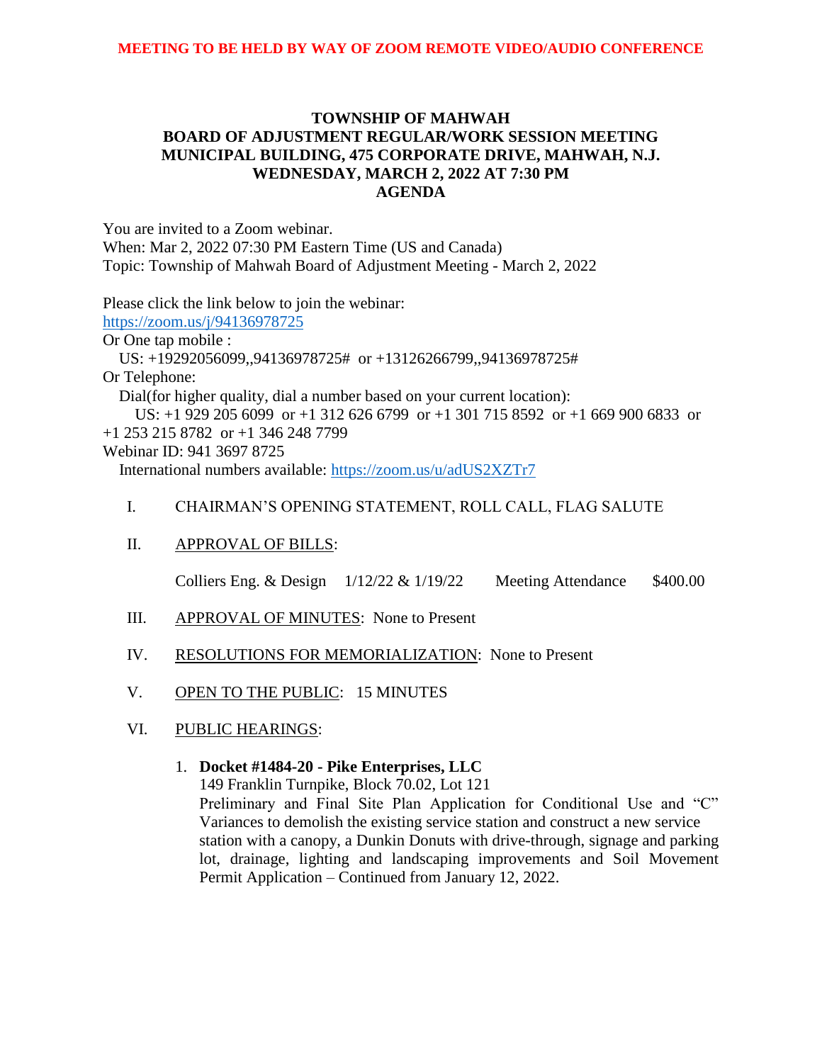**MEETING TO BE HELD BY WAY OF ZOOM REMOTE VIDEO/AUDIO CONFERENCE**

# TOWNSHIP OF MAHWAH
## BOARD OF ADJUSTMENT REGULAR/WORK SESSION MEETING
## MUNICIPAL BUILDING, 475 CORPORATE DRIVE, MAHWAH, N.J.
## WEDNESDAY, MARCH 2, 2022 AT 7:30 PM
## AGENDA

You are invited to a Zoom webinar.
When: Mar 2, 2022 07:30 PM Eastern Time (US and Canada)
Topic: Township of Mahwah Board of Adjustment Meeting - March 2, 2022

Please click the link below to join the webinar:
https://zoom.us/j/94136978725
Or One tap mobile :
US: +19292056099,,94136978725# or +13126266799,,94136978725#
Or Telephone:
Dial(for higher quality, dial a number based on your current location):
US: +1 929 205 6099 or +1 312 626 6799 or +1 301 715 8592 or +1 669 900 6833 or +1 253 215 8782 or +1 346 248 7799
Webinar ID: 941 3697 8725
International numbers available: https://zoom.us/u/adUS2XZTr7

I. CHAIRMAN'S OPENING STATEMENT, ROLL CALL, FLAG SALUTE

II. APPROVAL OF BILLS:

Colliers Eng. & Design 1/12/22 & 1/19/22 Meeting Attendance $400.00

III. APPROVAL OF MINUTES: None to Present

IV. RESOLUTIONS FOR MEMORIALIZATION: None to Present

V. OPEN TO THE PUBLIC: 15 MINUTES

VI. PUBLIC HEARINGS:

1. **Docket #1484-20 - Pike Enterprises, LLC**
   149 Franklin Turnpike, Block 70.02, Lot 121
   Preliminary and Final Site Plan Application for Conditional Use and "C" Variances to demolish the existing service station and construct a new service station with a canopy, a Dunkin Donuts with drive-through, signage and parking lot, drainage, lighting and landscaping improvements and Soil Movement Permit Application – Continued from January 12, 2022.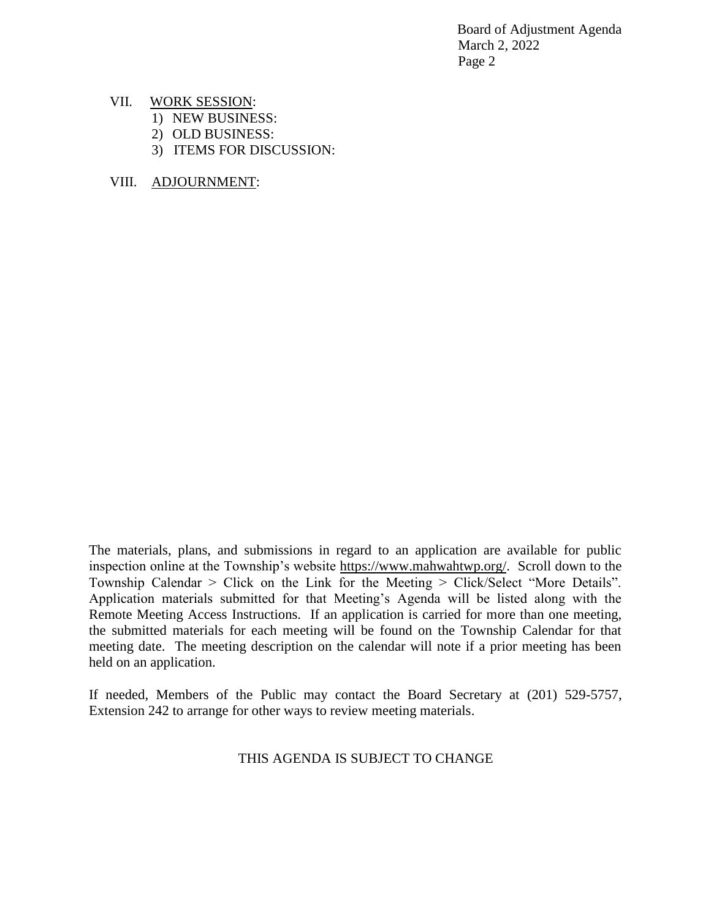VII. WORK SESSION:

1) NEW BUSINESS:
2) OLD BUSINESS:
3) ITEMS FOR DISCUSSION:

VIII. ADJOURNMENT:

The materials, plans, and submissions in regard to an application are available for public inspection online at the Township's website https://www.mahwahtwp.org/. Scroll down to the Township Calendar > Click on the Link for the Meeting > Click/Select "More Details". Application materials submitted for that Meeting's Agenda will be listed along with the Remote Meeting Access Instructions. If an application is carried for more than one meeting, the submitted materials for each meeting will be found on the Township Calendar for that meeting date. The meeting description on the calendar will note if a prior meeting has been held on an application.

If needed, Members of the Public may contact the Board Secretary at (201) 529-5757, Extension 242 to arrange for other ways to review meeting materials.

THIS AGENDA IS SUBJECT TO CHANGE